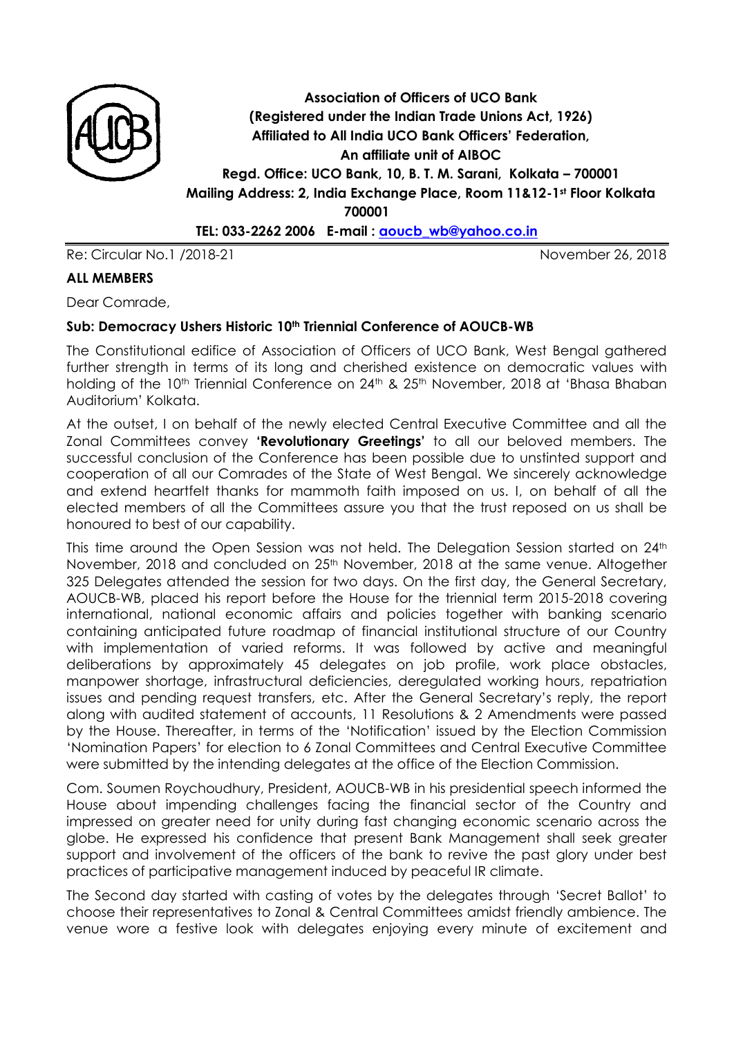**Association of Officers of UCO Bank**
**(Registered under the Indian Trade Unions Act, 1926)**
**Affiliated to All India UCO Bank Officers' Federation,**
**An affiliate unit of AIBOC**
**Regd. Office: UCO Bank, 10, B. T. M. Sarani, Kolkata – 700001**
**Mailing Address: 2, India Exchange Place, Room 11&12-1st Floor Kolkata 700001**
**TEL: 033-2262 2006 E-mail : aoucb_wb@yahoo.co.in**

Re: Circular No.1 /2018-21 November 26, 2018

**ALL MEMBERS**

Dear Comrade,

**Sub: Democracy Ushers Historic 10th Triennial Conference of AOUCB-WB**

The Constitutional edifice of Association of Officers of UCO Bank, West Bengal gathered further strength in terms of its long and cherished existence on democratic values with holding of the 10th Triennial Conference on 24th & 25th November, 2018 at 'Bhasa Bhaban Auditorium' Kolkata.

At the outset, I on behalf of the newly elected Central Executive Committee and all the Zonal Committees convey **'Revolutionary Greetings'** to all our beloved members. The successful conclusion of the Conference has been possible due to unstinted support and cooperation of all our Comrades of the State of West Bengal. We sincerely acknowledge and extend heartfelt thanks for mammoth faith imposed on us. I, on behalf of all the elected members of all the Committees assure you that the trust reposed on us shall be honoured to best of our capability.

This time around the Open Session was not held. The Delegation Session started on 24th November, 2018 and concluded on 25th November, 2018 at the same venue. Altogether 325 Delegates attended the session for two days. On the first day, the General Secretary, AOUCB-WB, placed his report before the House for the triennial term 2015-2018 covering international, national economic affairs and policies together with banking scenario containing anticipated future roadmap of financial institutional structure of our Country with implementation of varied reforms. It was followed by active and meaningful deliberations by approximately 45 delegates on job profile, work place obstacles, manpower shortage, infrastructural deficiencies, deregulated working hours, repatriation issues and pending request transfers, etc. After the General Secretary's reply, the report along with audited statement of accounts, 11 Resolutions & 2 Amendments were passed by the House. Thereafter, in terms of the 'Notification' issued by the Election Commission 'Nomination Papers' for election to 6 Zonal Committees and Central Executive Committee were submitted by the intending delegates at the office of the Election Commission.

Com. Soumen Roychoudhury, President, AOUCB-WB in his presidential speech informed the House about impending challenges facing the financial sector of the Country and impressed on greater need for unity during fast changing economic scenario across the globe. He expressed his confidence that present Bank Management shall seek greater support and involvement of the officers of the bank to revive the past glory under best practices of participative management induced by peaceful IR climate.

The Second day started with casting of votes by the delegates through 'Secret Ballot' to choose their representatives to Zonal & Central Committees amidst friendly ambience. The venue wore a festive look with delegates enjoying every minute of excitement and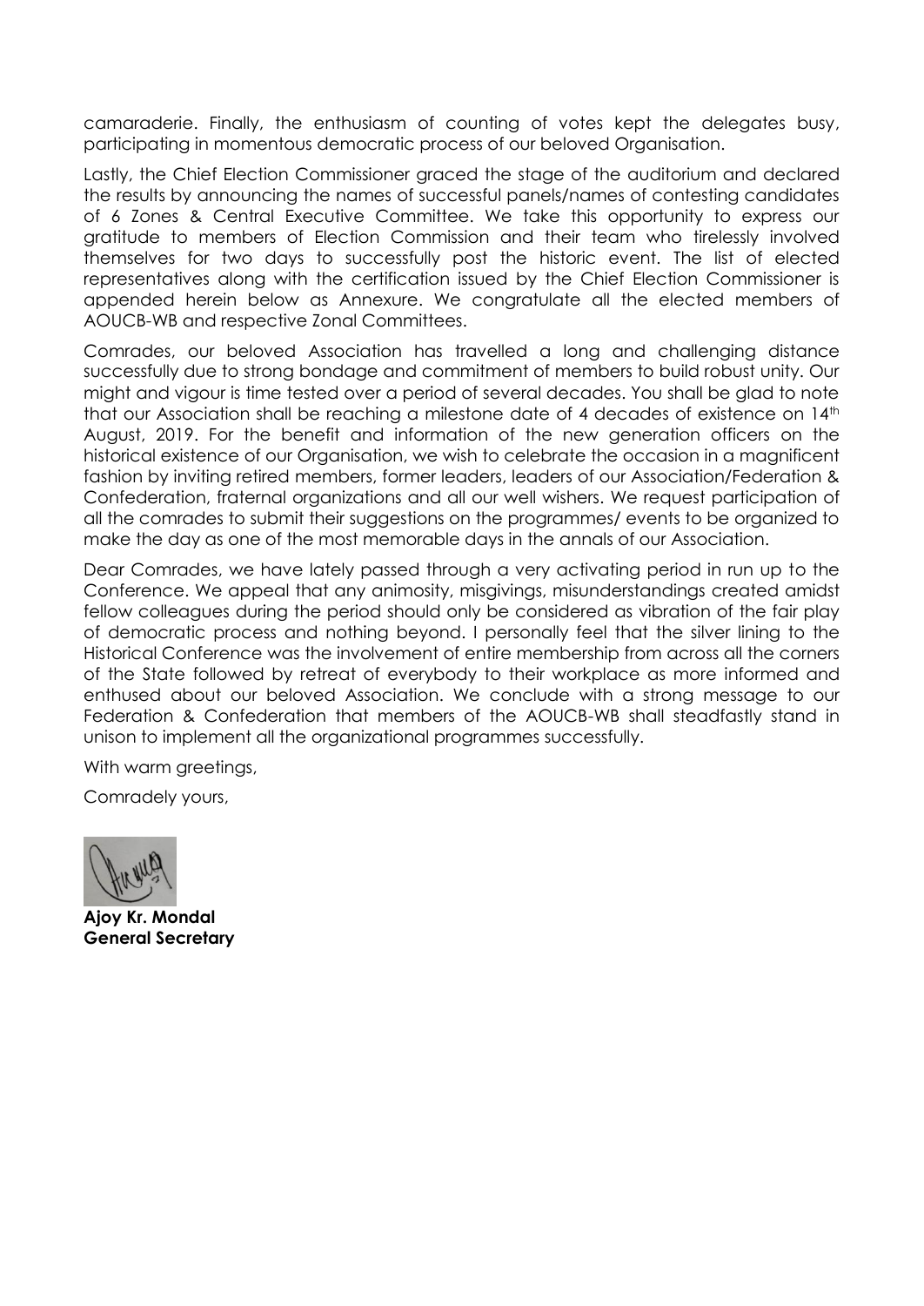camaraderie. Finally, the enthusiasm of counting of votes kept the delegates busy, participating in momentous democratic process of our beloved Organisation.

Lastly, the Chief Election Commissioner graced the stage of the auditorium and declared the results by announcing the names of successful panels/names of contesting candidates of 6 Zones & Central Executive Committee. We take this opportunity to express our gratitude to members of Election Commission and their team who tirelessly involved themselves for two days to successfully post the historic event. The list of elected representatives along with the certification issued by the Chief Election Commissioner is appended herein below as Annexure. We congratulate all the elected members of AOUCB-WB and respective Zonal Committees.

Comrades, our beloved Association has travelled a long and challenging distance successfully due to strong bondage and commitment of members to build robust unity. Our might and vigour is time tested over a period of several decades. You shall be glad to note that our Association shall be reaching a milestone date of 4 decades of existence on 14th August, 2019. For the benefit and information of the new generation officers on the historical existence of our Organisation, we wish to celebrate the occasion in a magnificent fashion by inviting retired members, former leaders, leaders of our Association/Federation & Confederation, fraternal organizations and all our well wishers. We request participation of all the comrades to submit their suggestions on the programmes/ events to be organized to make the day as one of the most memorable days in the annals of our Association.

Dear Comrades, we have lately passed through a very activating period in run up to the Conference. We appeal that any animosity, misgivings, misunderstandings created amidst fellow colleagues during the period should only be considered as vibration of the fair play of democratic process and nothing beyond. I personally feel that the silver lining to the Historical Conference was the involvement of entire membership from across all the corners of the State followed by retreat of everybody to their workplace as more informed and enthused about our beloved Association. We conclude with a strong message to our Federation & Confederation that members of the AOUCB-WB shall steadfastly stand in unison to implement all the organizational programmes successfully.

With warm greetings,

Comradely yours,

**Ajoy Kr. Mondal**
**General Secretary**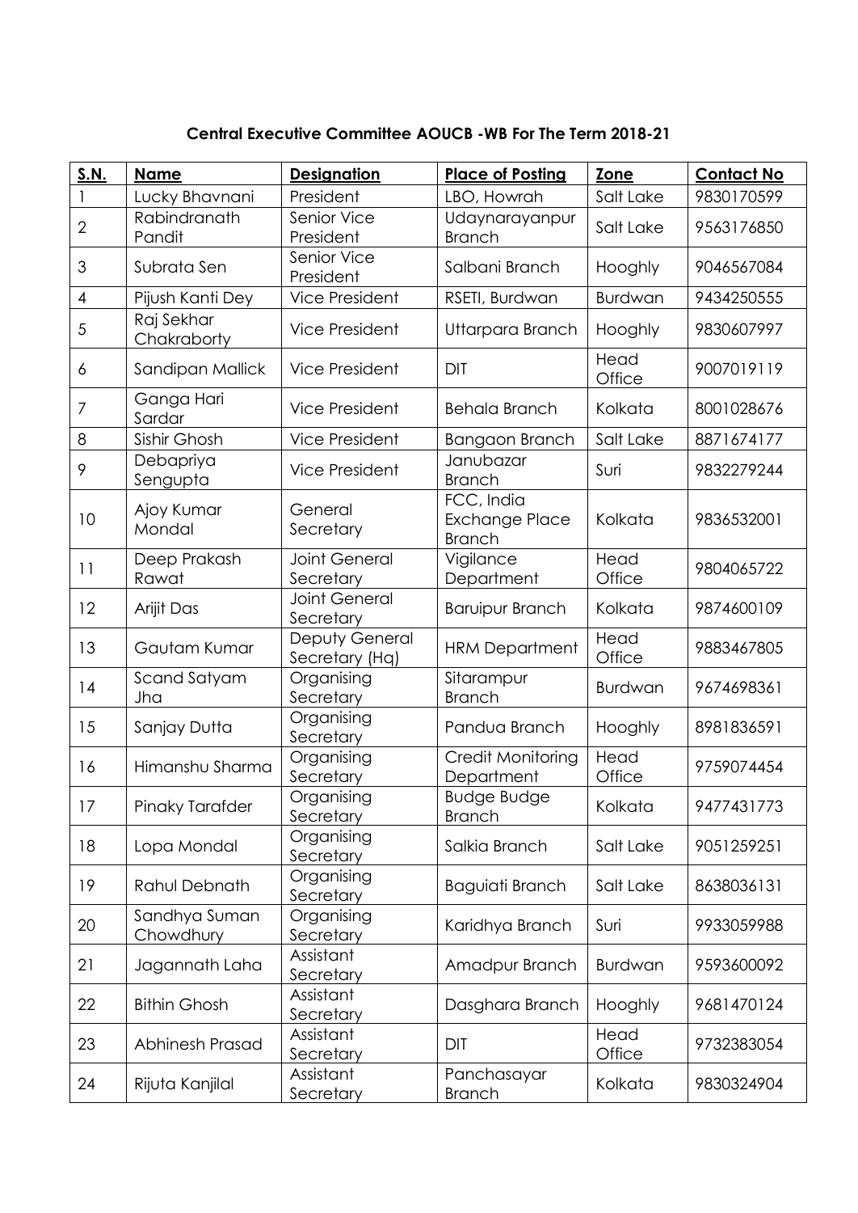**Central Executive Committee AOUCB -WB For The Term 2018-21**

| S.N. | Name | Designation | Place of Posting | Zone | Contact No |
|---|---|---|---|---|---|
| 1 | Lucky Bhavnani | President | LBO, Howrah | Salt Lake | 9830170599 |
| 2 | Rabindranath Pandit | Senior Vice President | Udaynarayanpur Branch | Salt Lake | 9563176850 |
| 3 | Subrata Sen | Senior Vice President | Salbani Branch | Hooghly | 9046567084 |
| 4 | Pijush Kanti Dey | Vice President | RSETI, Burdwan | Burdwan | 9434250555 |
| 5 | Raj Sekhar Chakraborty | Vice President | Uttarpara Branch | Hooghly | 9830607997 |
| 6 | Sandipan Mallick | Vice President | DIT | Head Office | 9007019119 |
| 7 | Ganga Hari Sardar | Vice President | Behala Branch | Kolkata | 8001028676 |
| 8 | Sishir Ghosh | Vice President | Bangaon Branch | Salt Lake | 8871674177 |
| 9 | Debapriya Sengupta | Vice President | Janubazar Branch | Suri | 9832279244 |
| 10 | Ajoy Kumar Mondal | General Secretary | FCC, India Exchange Place Branch | Kolkata | 9836532001 |
| 11 | Deep Prakash Rawat | Joint General Secretary | Vigilance Department | Head Office | 9804065722 |
| 12 | Arijit Das | Joint General Secretary | Baruipur Branch | Kolkata | 9874600109 |
| 13 | Gautam Kumar | Deputy General Secretary (Hq) | HRM Department | Head Office | 9883467805 |
| 14 | Scand Satyam Jha | Organising Secretary | Sitarampur Branch | Burdwan | 9674698361 |
| 15 | Sanjay Dutta | Organising Secretary | Pandua Branch | Hooghly | 8981836591 |
| 16 | Himanshu Sharma | Organising Secretary | Credit Monitoring Department | Head Office | 9759074454 |
| 17 | Pinaky Tarafder | Organising Secretary | Budge Budge Branch | Kolkata | 9477431773 |
| 18 | Lopa Mondal | Organising Secretary | Salkia Branch | Salt Lake | 9051259251 |
| 19 | Rahul Debnath | Organising Secretary | Baguiati Branch | Salt Lake | 8638036131 |
| 20 | Sandhya Suman Chowdhury | Organising Secretary | Karidhya Branch | Suri | 9933059988 |
| 21 | Jagannath Laha | Assistant Secretary | Amadpur Branch | Burdwan | 9593600092 |
| 22 | Bithin Ghosh | Assistant Secretary | Dasghara Branch | Hooghly | 9681470124 |
| 23 | Abhinesh Prasad | Assistant Secretary | DIT | Head Office | 9732383054 |
| 24 | Rijuta Kanjilal | Assistant Secretary | Panchasayar Branch | Kolkata | 9830324904 |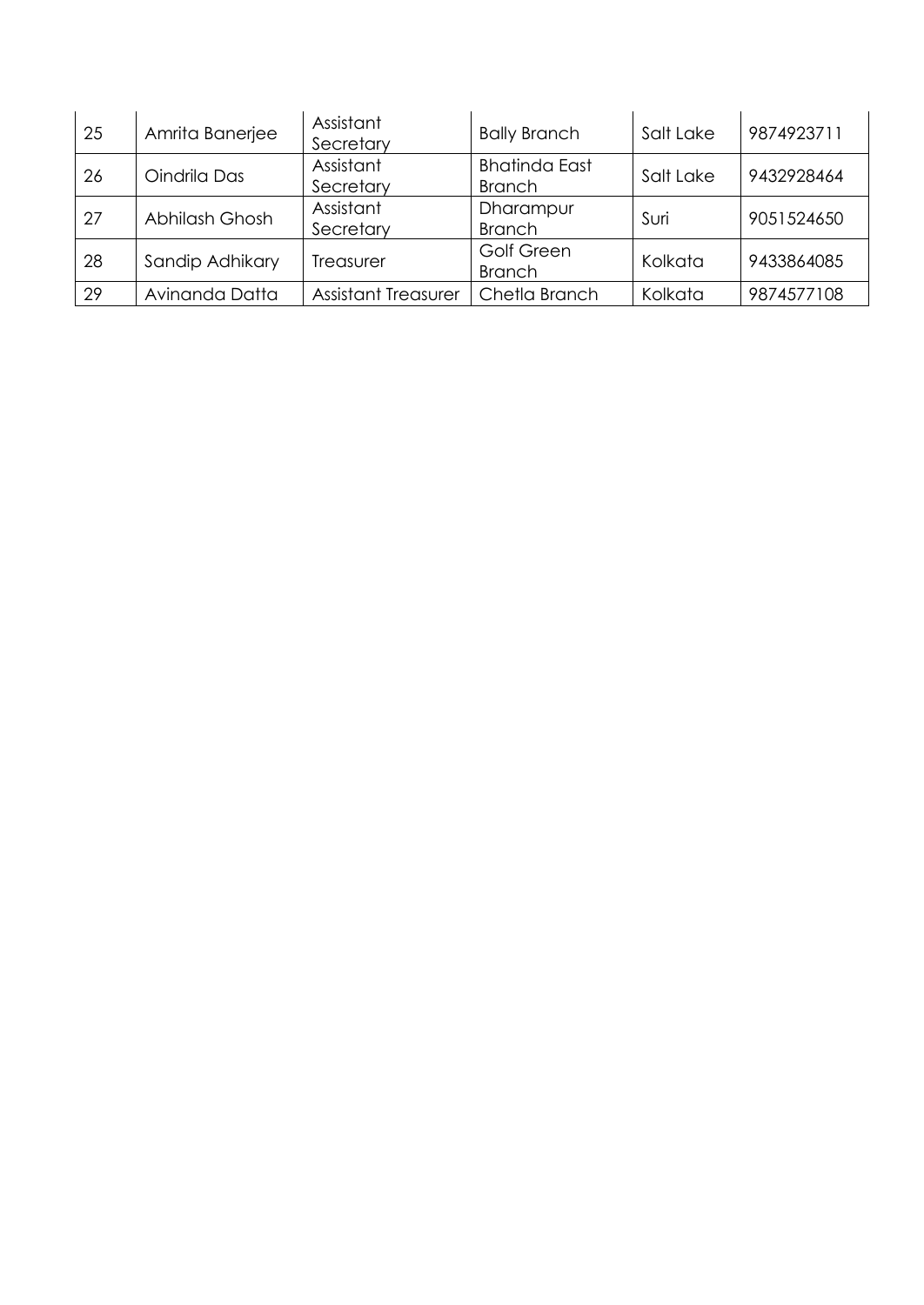| 25 | Amrita Banerjee | Assistant Secretary | Bally Branch | Salt Lake | 9874923711 |
|---|---|---|---|---|---|
| 26 | Oindrila Das | Assistant Secretary | Bhatinda East Branch | Salt Lake | 9432928464 |
| 27 | Abhilash Ghosh | Assistant Secretary | Dharampur Branch | Suri | 9051524650 |
| 28 | Sandip Adhikary | Treasurer | Golf Green Branch | Kolkata | 9433864085 |
| 29 | Avinanda Datta | Assistant Treasurer | Chetla Branch | Kolkata | 9874577108 |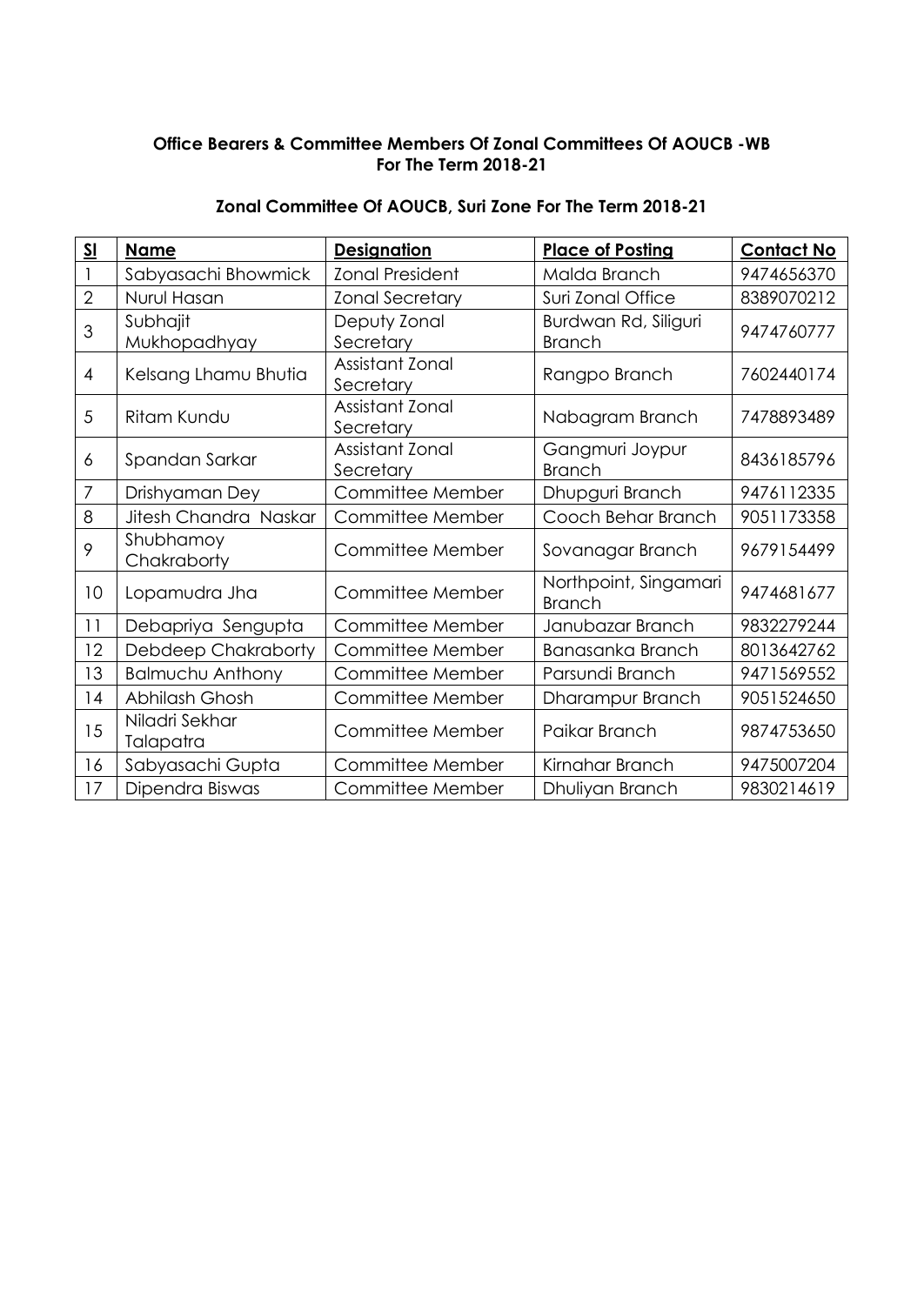**Office Bearers & Committee Members Of Zonal Committees Of AOUCB -WB**
**For The Term 2018-21**

**Zonal Committee Of AOUCB, Suri Zone For The Term 2018-21**

| Sl | Name | Designation | Place of Posting | Contact No |
|---|---|---|---|---|
| 1 | Sabyasachi Bhowmick | Zonal President | Malda Branch | 9474656370 |
| 2 | Nurul Hasan | Zonal Secretary | Suri Zonal Office | 8389070212 |
| 3 | Subhajit Mukhopadhyay | Deputy Zonal Secretary | Burdwan Rd, Siliguri Branch | 9474760777 |
| 4 | Kelsang Lhamu Bhutia | Assistant Zonal Secretary | Rangpo Branch | 7602440174 |
| 5 | Ritam Kundu | Assistant Zonal Secretary | Nabagram Branch | 7478893489 |
| 6 | Spandan Sarkar | Assistant Zonal Secretary | Gangmuri Joypur Branch | 8436185796 |
| 7 | Drishyaman Dey | Committee Member | Dhupguri Branch | 9476112335 |
| 8 | Jitesh Chandra Naskar | Committee Member | Cooch Behar Branch | 9051173358 |
| 9 | Shubhamoy Chakraborty | Committee Member | Sovanagar Branch | 9679154499 |
| 10 | Lopamudra Jha | Committee Member | Northpoint, Singamari Branch | 9474681677 |
| 11 | Debapriya Sengupta | Committee Member | Janubazar Branch | 9832279244 |
| 12 | Debdeep Chakraborty | Committee Member | Banasanka Branch | 8013642762 |
| 13 | Balmuchu Anthony | Committee Member | Parsundi Branch | 9471569552 |
| 14 | Abhilash Ghosh | Committee Member | Dharampur Branch | 9051524650 |
| 15 | Niladri Sekhar Talapatra | Committee Member | Paikar Branch | 9874753650 |
| 16 | Sabyasachi Gupta | Committee Member | Kirnahar Branch | 9475007204 |
| 17 | Dipendra Biswas | Committee Member | Dhuliyan Branch | 9830214619 |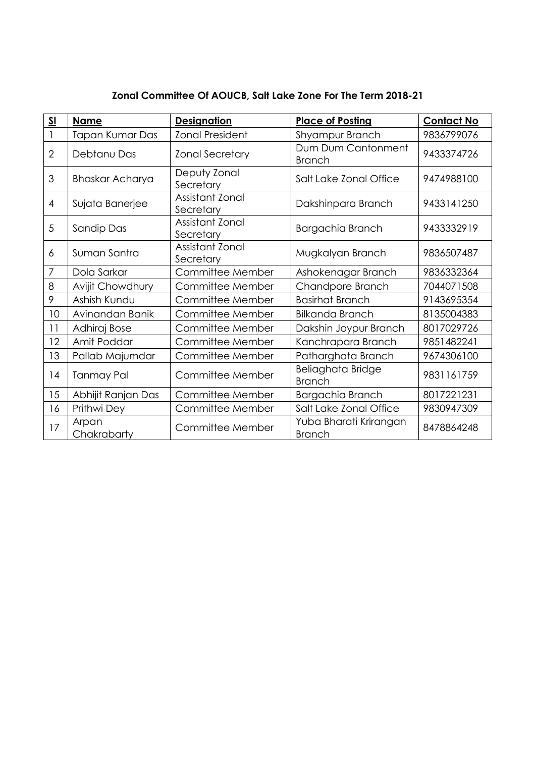**Zonal Committee Of AOUCB, Salt Lake Zone For The Term 2018-21**

| Sl | Name | Designation | Place of Posting | Contact No |
|---|---|---|---|---|
| 1 | Tapan Kumar Das | Zonal President | Shyampur Branch | 9836799076 |
| 2 | Debtanu Das | Zonal Secretary | Dum Dum Cantonment Branch | 9433374726 |
| 3 | Bhaskar Acharya | Deputy Zonal Secretary | Salt Lake Zonal Office | 9474988100 |
| 4 | Sujata Banerjee | Assistant Zonal Secretary | Dakshinpara Branch | 9433141250 |
| 5 | Sandip Das | Assistant Zonal Secretary | Bargachia Branch | 9433332919 |
| 6 | Suman Santra | Assistant Zonal Secretary | Mugkalyan Branch | 9836507487 |
| 7 | Dola Sarkar | Committee Member | Ashokenagar Branch | 9836332364 |
| 8 | Avijit Chowdhury | Committee Member | Chandpore Branch | 7044071508 |
| 9 | Ashish Kundu | Committee Member | Basirhat Branch | 9143695354 |
| 10 | Avinandan Banik | Committee Member | Bilkanda Branch | 8135004383 |
| 11 | Adhiraj Bose | Committee Member | Dakshin Joypur Branch | 8017029726 |
| 12 | Amit Poddar | Committee Member | Kanchrapara Branch | 9851482241 |
| 13 | Pallab Majumdar | Committee Member | Patharghata Branch | 9674306100 |
| 14 | Tanmay Pal | Committee Member | Beliaghata Bridge Branch | 9831161759 |
| 15 | Abhijit Ranjan Das | Committee Member | Bargachia Branch | 8017221231 |
| 16 | Prithwi Dey | Committee Member | Salt Lake Zonal Office | 9830947309 |
| 17 | Arpan Chakrabarty | Committee Member | Yuba Bharati Krirangan Branch | 8478864248 |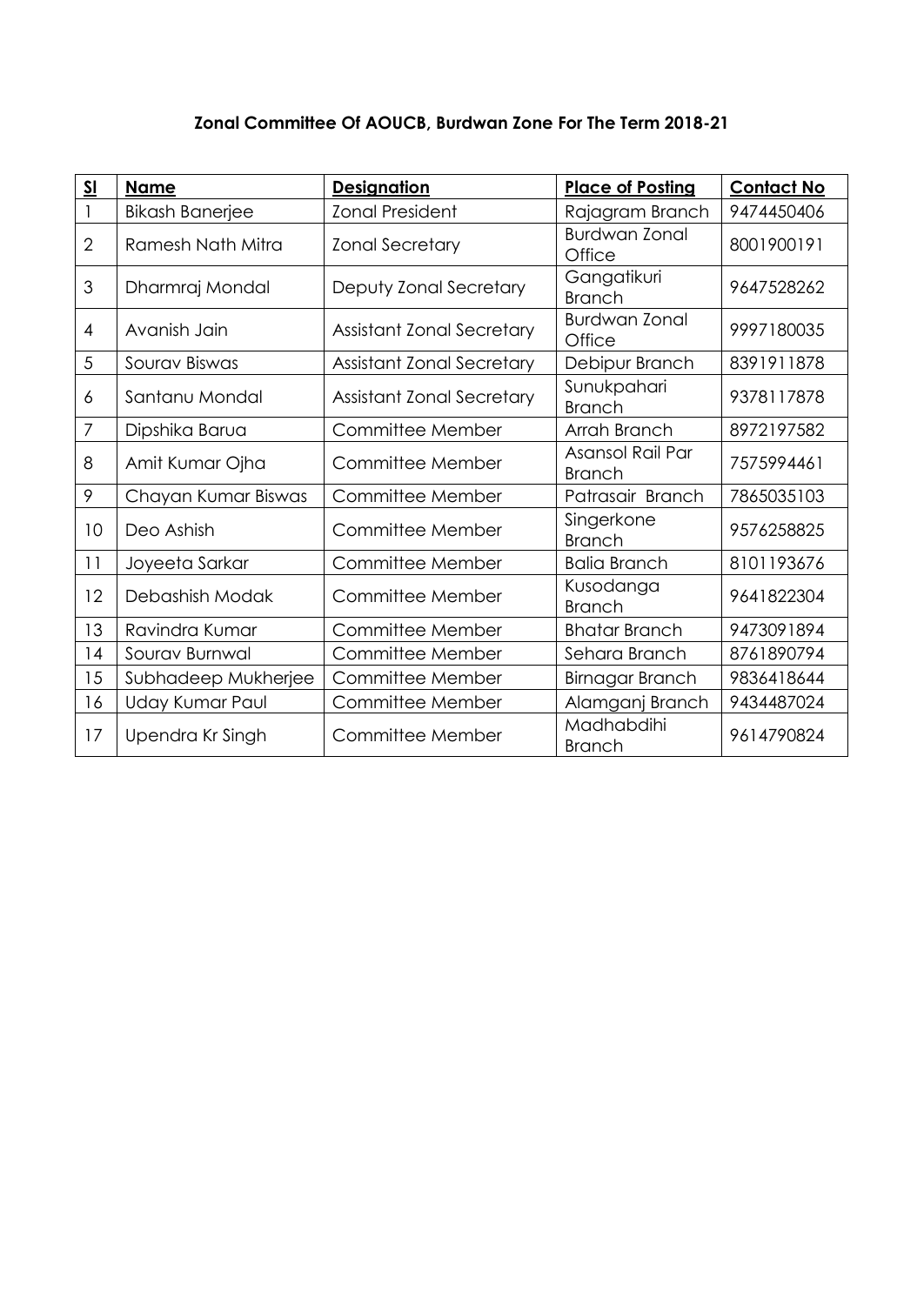**Zonal Committee Of AOUCB, Burdwan Zone For The Term 2018-21**

| Sl | Name | Designation | Place of Posting | Contact No |
|---|---|---|---|---|
| 1 | Bikash Banerjee | Zonal President | Rajagram Branch | 9474450406 |
| 2 | Ramesh Nath Mitra | Zonal Secretary | Burdwan Zonal Office | 8001900191 |
| 3 | Dharmraj Mondal | Deputy Zonal Secretary | Gangatikuri Branch | 9647528262 |
| 4 | Avanish Jain | Assistant Zonal Secretary | Burdwan Zonal Office | 9997180035 |
| 5 | Sourav Biswas | Assistant Zonal Secretary | Debipur Branch | 8391911878 |
| 6 | Santanu Mondal | Assistant Zonal Secretary | Sunukpahari Branch | 9378117878 |
| 7 | Dipshika Barua | Committee Member | Arrah Branch | 8972197582 |
| 8 | Amit Kumar Ojha | Committee Member | Asansol Rail Par Branch | 7575994461 |
| 9 | Chayan Kumar Biswas | Committee Member | Patrasair Branch | 7865035103 |
| 10 | Deo Ashish | Committee Member | Singerkone Branch | 9576258825 |
| 11 | Joyeeta Sarkar | Committee Member | Balia Branch | 8101193676 |
| 12 | Debashish Modak | Committee Member | Kusodanga Branch | 9641822304 |
| 13 | Ravindra Kumar | Committee Member | Bhatar Branch | 9473091894 |
| 14 | Sourav Burnwal | Committee Member | Sehara Branch | 8761890794 |
| 15 | Subhadeep Mukherjee | Committee Member | Birnagar Branch | 9836418644 |
| 16 | Uday Kumar Paul | Committee Member | Alamganj Branch | 9434487024 |
| 17 | Upendra Kr Singh | Committee Member | Madhabdihi Branch | 9614790824 |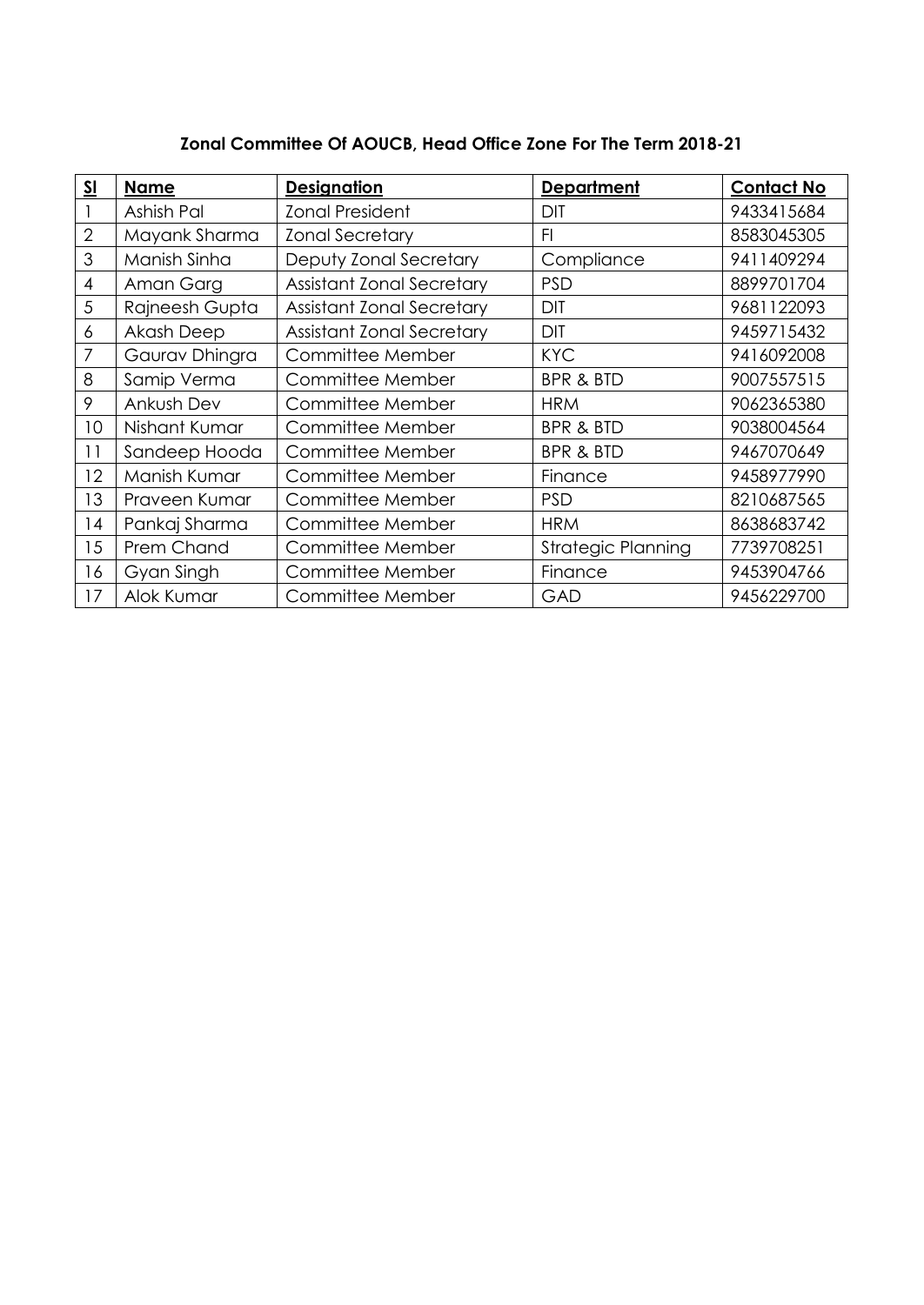**Zonal Committee Of AOUCB, Head Office Zone For The Term 2018-21**

| Sl | Name | Designation | Department | Contact No |
|---|---|---|---|---|
| 1 | Ashish Pal | Zonal President | DIT | 9433415684 |
| 2 | Mayank Sharma | Zonal Secretary | FI | 8583045305 |
| 3 | Manish Sinha | Deputy Zonal Secretary | Compliance | 9411409294 |
| 4 | Aman Garg | Assistant Zonal Secretary | PSD | 8899701704 |
| 5 | Rajneesh Gupta | Assistant Zonal Secretary | DIT | 9681122093 |
| 6 | Akash Deep | Assistant Zonal Secretary | DIT | 9459715432 |
| 7 | Gaurav Dhingra | Committee Member | KYC | 9416092008 |
| 8 | Samip Verma | Committee Member | BPR & BTD | 9007557515 |
| 9 | Ankush Dev | Committee Member | HRM | 9062365380 |
| 10 | Nishant Kumar | Committee Member | BPR & BTD | 9038004564 |
| 11 | Sandeep Hooda | Committee Member | BPR & BTD | 9467070649 |
| 12 | Manish Kumar | Committee Member | Finance | 9458977990 |
| 13 | Praveen Kumar | Committee Member | PSD | 8210687565 |
| 14 | Pankaj Sharma | Committee Member | HRM | 8638683742 |
| 15 | Prem Chand | Committee Member | Strategic Planning | 7739708251 |
| 16 | Gyan Singh | Committee Member | Finance | 9453904766 |
| 17 | Alok Kumar | Committee Member | GAD | 9456229700 |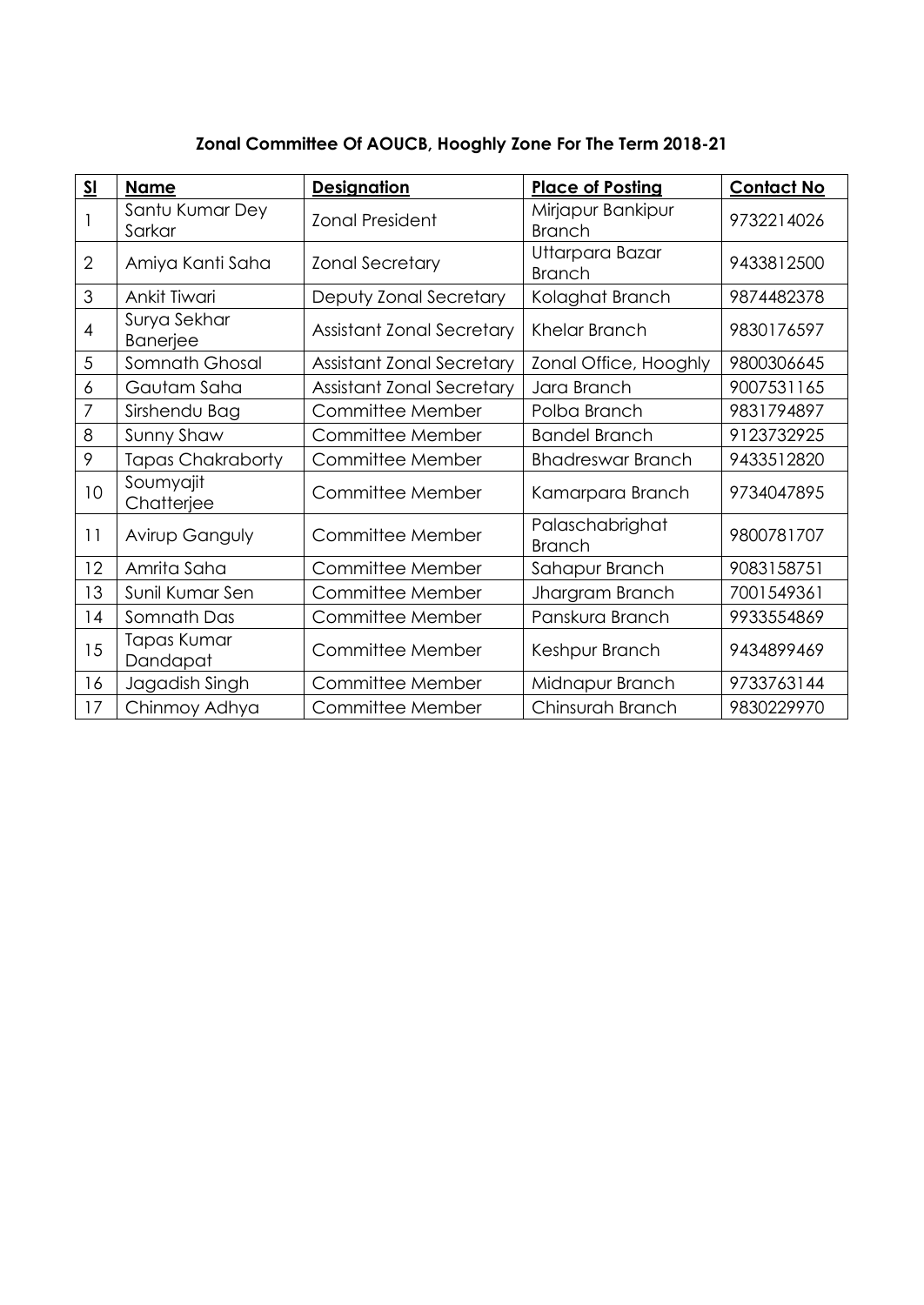**Zonal Committee Of AOUCB, Hooghly Zone For The Term 2018-21**

| Sl | Name | Designation | Place of Posting | Contact No |
|---|---|---|---|---|
| 1 | Santu Kumar Dey Sarkar | Zonal President | Mirjapur Bankipur Branch | 9732214026 |
| 2 | Amiya Kanti Saha | Zonal Secretary | Uttarpara Bazar Branch | 9433812500 |
| 3 | Ankit Tiwari | Deputy Zonal Secretary | Kolaghat Branch | 9874482378 |
| 4 | Surya Sekhar Banerjee | Assistant Zonal Secretary | Khelar Branch | 9830176597 |
| 5 | Somnath Ghosal | Assistant Zonal Secretary | Zonal Office, Hooghly | 9800306645 |
| 6 | Gautam Saha | Assistant Zonal Secretary | Jara Branch | 9007531165 |
| 7 | Sirshendu Bag | Committee Member | Polba Branch | 9831794897 |
| 8 | Sunny Shaw | Committee Member | Bandel Branch | 9123732925 |
| 9 | Tapas Chakraborty | Committee Member | Bhadreswar Branch | 9433512820 |
| 10 | Soumyajit Chatterjee | Committee Member | Kamarpara Branch | 9734047895 |
| 11 | Avirup Ganguly | Committee Member | Palaschabrighat Branch | 9800781707 |
| 12 | Amrita Saha | Committee Member | Sahapur Branch | 9083158751 |
| 13 | Sunil Kumar Sen | Committee Member | Jhargram Branch | 7001549361 |
| 14 | Somnath Das | Committee Member | Panskura Branch | 9933554869 |
| 15 | Tapas Kumar Dandapat | Committee Member | Keshpur Branch | 9434899469 |
| 16 | Jagadish Singh | Committee Member | Midnapur Branch | 9733763144 |
| 17 | Chinmoy Adhya | Committee Member | Chinsurah Branch | 9830229970 |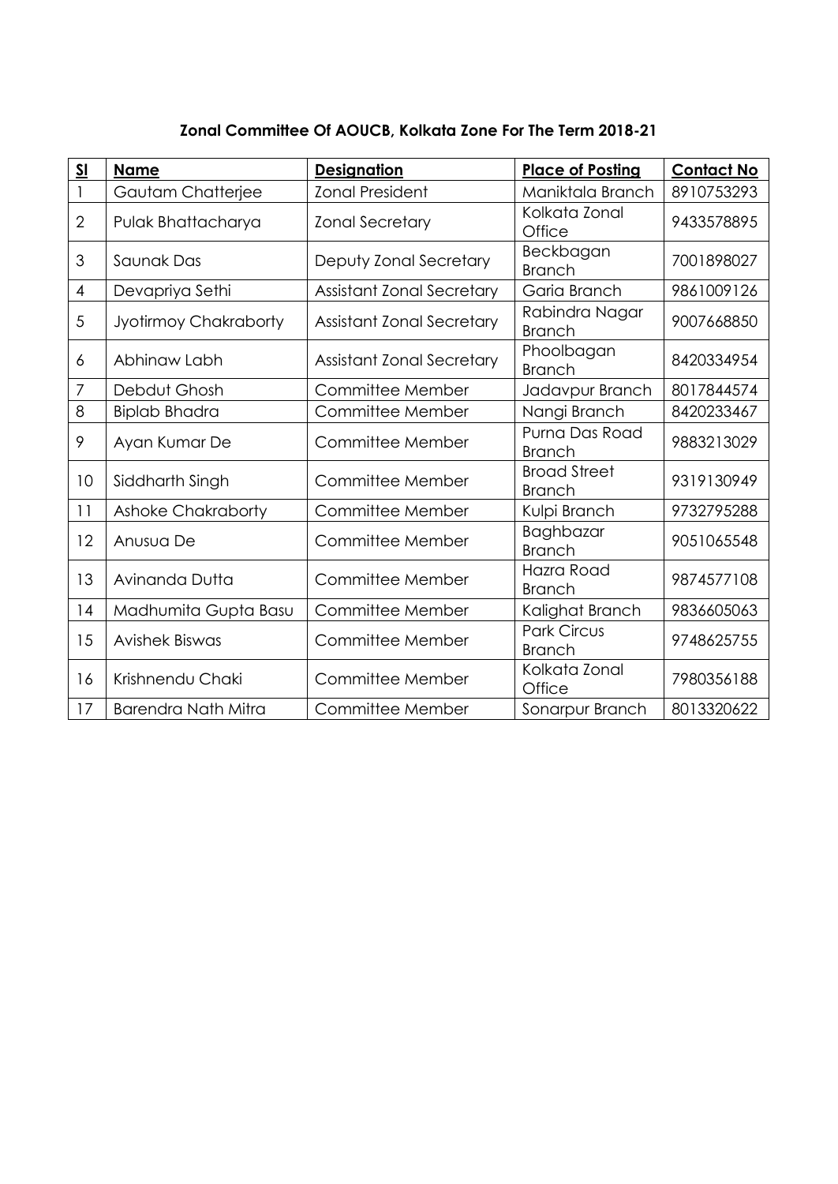**Zonal Committee Of AOUCB, Kolkata Zone For The Term 2018-21**

| Sl | Name | Designation | Place of Posting | Contact No |
|---|---|---|---|---|
| 1 | Gautam Chatterjee | Zonal President | Maniktala Branch | 8910753293 |
| 2 | Pulak Bhattacharya | Zonal Secretary | Kolkata Zonal Office | 9433578895 |
| 3 | Saunak Das | Deputy Zonal Secretary | Beckbagan Branch | 7001898027 |
| 4 | Devapriya Sethi | Assistant Zonal Secretary | Garia Branch | 9861009126 |
| 5 | Jyotirmoy Chakraborty | Assistant Zonal Secretary | Rabindra Nagar Branch | 9007668850 |
| 6 | Abhinaw Labh | Assistant Zonal Secretary | Phoolbagan Branch | 8420334954 |
| 7 | Debdut Ghosh | Committee Member | Jadavpur Branch | 8017844574 |
| 8 | Biplab Bhadra | Committee Member | Nangi Branch | 8420233467 |
| 9 | Ayan Kumar De | Committee Member | Purna Das Road Branch | 9883213029 |
| 10 | Siddharth Singh | Committee Member | Broad Street Branch | 9319130949 |
| 11 | Ashoke Chakraborty | Committee Member | Kulpi Branch | 9732795288 |
| 12 | Anusua De | Committee Member | Baghbazar Branch | 9051065548 |
| 13 | Avinanda Dutta | Committee Member | Hazra Road Branch | 9874577108 |
| 14 | Madhumita Gupta Basu | Committee Member | Kalighat Branch | 9836605063 |
| 15 | Avishek Biswas | Committee Member | Park Circus Branch | 9748625755 |
| 16 | Krishnendu Chaki | Committee Member | Kolkata Zonal Office | 7980356188 |
| 17 | Barendra Nath Mitra | Committee Member | Sonarpur Branch | 8013320622 |